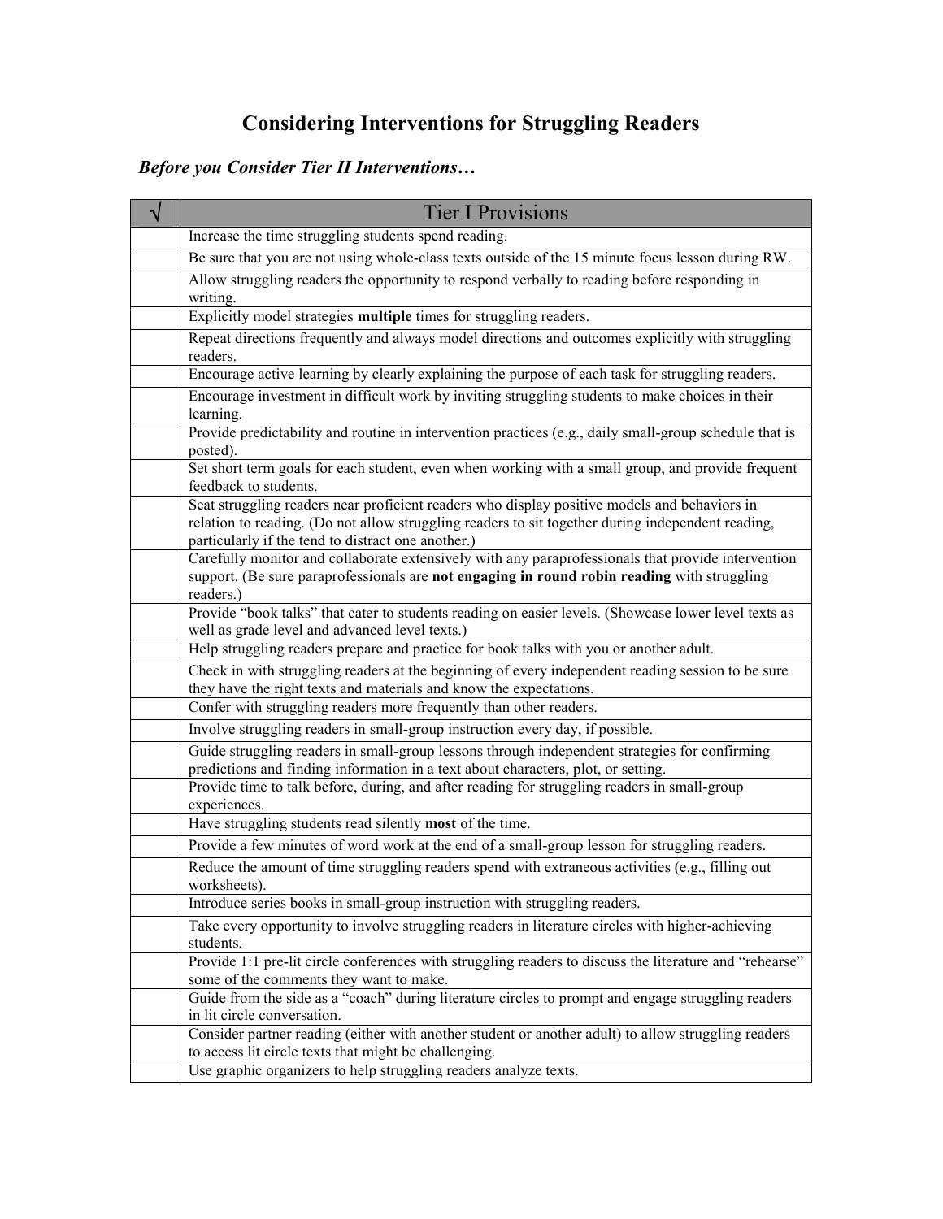# Considering Interventions for Struggling Readers

***Before you Consider Tier II Interventions…***

| √ | Tier I Provisions |
|---|---|
| | Increase the time struggling students spend reading. |
| | Be sure that you are not using whole-class texts outside of the 15 minute focus lesson during RW. |
| | Allow struggling readers the opportunity to respond verbally to reading before responding in writing. |
| | Explicitly model strategies **multiple** times for struggling readers. |
| | Repeat directions frequently and always model directions and outcomes explicitly with struggling readers. |
| | Encourage active learning by clearly explaining the purpose of each task for struggling readers. |
| | Encourage investment in difficult work by inviting struggling students to make choices in their learning. |
| | Provide predictability and routine in intervention practices (e.g., daily small-group schedule that is posted). |
| | Set short term goals for each student, even when working with a small group, and provide frequent feedback to students. |
| | Seat struggling readers near proficient readers who display positive models and behaviors in relation to reading. (Do not allow struggling readers to sit together during independent reading, particularly if the tend to distract one another.) |
| | Carefully monitor and collaborate extensively with any paraprofessionals that provide intervention support. (Be sure paraprofessionals are **not engaging in round robin reading** with struggling readers.) |
| | Provide "book talks" that cater to students reading on easier levels. (Showcase lower level texts as well as grade level and advanced level texts.) |
| | Help struggling readers prepare and practice for book talks with you or another adult. |
| | Check in with struggling readers at the beginning of every independent reading session to be sure they have the right texts and materials and know the expectations. |
| | Confer with struggling readers more frequently than other readers. |
| | Involve struggling readers in small-group instruction every day, if possible. |
| | Guide struggling readers in small-group lessons through independent strategies for confirming predictions and finding information in a text about characters, plot, or setting. |
| | Provide time to talk before, during, and after reading for struggling readers in small-group experiences. |
| | Have struggling students read silently **most** of the time. |
| | Provide a few minutes of word work at the end of a small-group lesson for struggling readers. |
| | Reduce the amount of time struggling readers spend with extraneous activities (e.g., filling out worksheets). |
| | Introduce series books in small-group instruction with struggling readers. |
| | Take every opportunity to involve struggling readers in literature circles with higher-achieving students. |
| | Provide 1:1 pre-lit circle conferences with struggling readers to discuss the literature and "rehearse" some of the comments they want to make. |
| | Guide from the side as a "coach" during literature circles to prompt and engage struggling readers in lit circle conversation. |
| | Consider partner reading (either with another student or another adult) to allow struggling readers to access lit circle texts that might be challenging. |
| | Use graphic organizers to help struggling readers analyze texts. |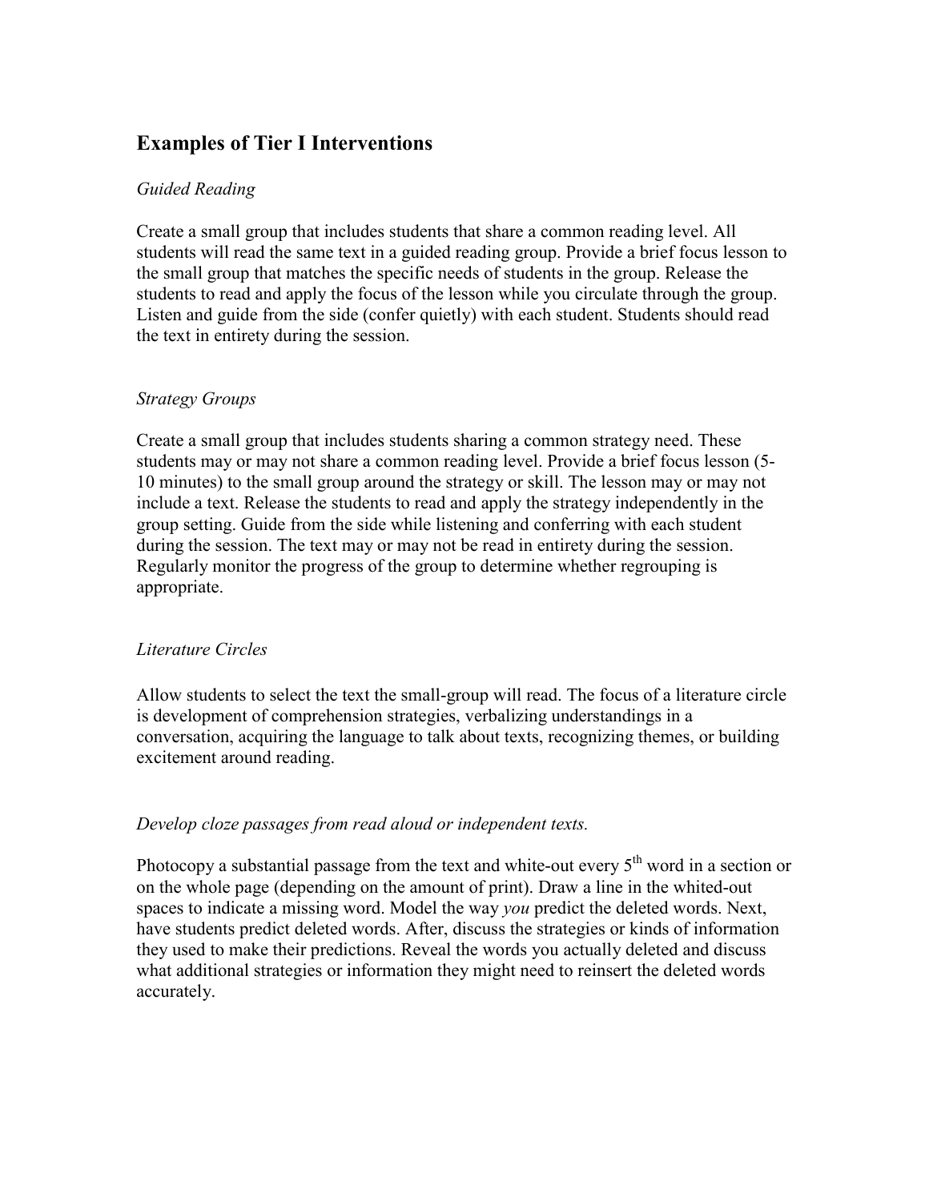## Examples of Tier I Interventions

### *Guided Reading*

Create a small group that includes students that share a common reading level. All students will read the same text in a guided reading group. Provide a brief focus lesson to the small group that matches the specific needs of students in the group. Release the students to read and apply the focus of the lesson while you circulate through the group. Listen and guide from the side (confer quietly) with each student. Students should read the text in entirety during the session.

### *Strategy Groups*

Create a small group that includes students sharing a common strategy need. These students may or may not share a common reading level. Provide a brief focus lesson (5-10 minutes) to the small group around the strategy or skill. The lesson may or may not include a text. Release the students to read and apply the strategy independently in the group setting. Guide from the side while listening and conferring with each student during the session. The text may or may not be read in entirety during the session. Regularly monitor the progress of the group to determine whether regrouping is appropriate.

### *Literature Circles*

Allow students to select the text the small-group will read. The focus of a literature circle is development of comprehension strategies, verbalizing understandings in a conversation, acquiring the language to talk about texts, recognizing themes, or building excitement around reading.

### *Develop cloze passages from read aloud or independent texts.*

Photocopy a substantial passage from the text and white-out every 5th word in a section or on the whole page (depending on the amount of print). Draw a line in the whited-out spaces to indicate a missing word. Model the way *you* predict the deleted words. Next, have students predict deleted words. After, discuss the strategies or kinds of information they used to make their predictions. Reveal the words you actually deleted and discuss what additional strategies or information they might need to reinsert the deleted words accurately.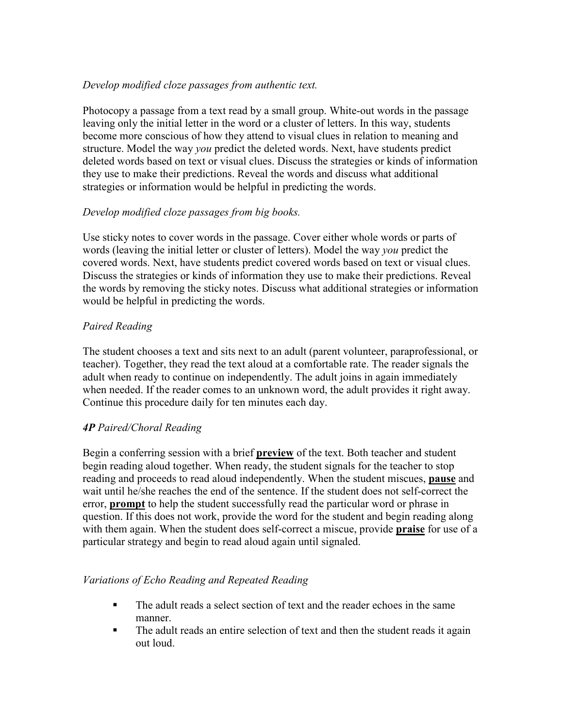*Develop modified cloze passages from authentic text.*

Photocopy a passage from a text read by a small group. White-out words in the passage leaving only the initial letter in the word or a cluster of letters. In this way, students become more conscious of how they attend to visual clues in relation to meaning and structure. Model the way *you* predict the deleted words. Next, have students predict deleted words based on text or visual clues. Discuss the strategies or kinds of information they use to make their predictions. Reveal the words and discuss what additional strategies or information would be helpful in predicting the words.

*Develop modified cloze passages from big books.*

Use sticky notes to cover words in the passage. Cover either whole words or parts of words (leaving the initial letter or cluster of letters). Model the way *you* predict the covered words. Next, have students predict covered words based on text or visual clues. Discuss the strategies or kinds of information they use to make their predictions. Reveal the words by removing the sticky notes. Discuss what additional strategies or information would be helpful in predicting the words.

*Paired Reading*

The student chooses a text and sits next to an adult (parent volunteer, paraprofessional, or teacher). Together, they read the text aloud at a comfortable rate. The reader signals the adult when ready to continue on independently. The adult joins in again immediately when needed. If the reader comes to an unknown word, the adult provides it right away. Continue this procedure daily for ten minutes each day.

***4P** Paired/Choral Reading*

Begin a conferring session with a brief **preview** of the text. Both teacher and student begin reading aloud together. When ready, the student signals for the teacher to stop reading and proceeds to read aloud independently. When the student miscues, **pause** and wait until he/she reaches the end of the sentence. If the student does not self-correct the error, **prompt** to help the student successfully read the particular word or phrase in question. If this does not work, provide the word for the student and begin reading along with them again. When the student does self-correct a miscue, provide **praise** for use of a particular strategy and begin to read aloud again until signaled.

*Variations of Echo Reading and Repeated Reading*

- The adult reads a select section of text and the reader echoes in the same manner.
- The adult reads an entire selection of text and then the student reads it again out loud.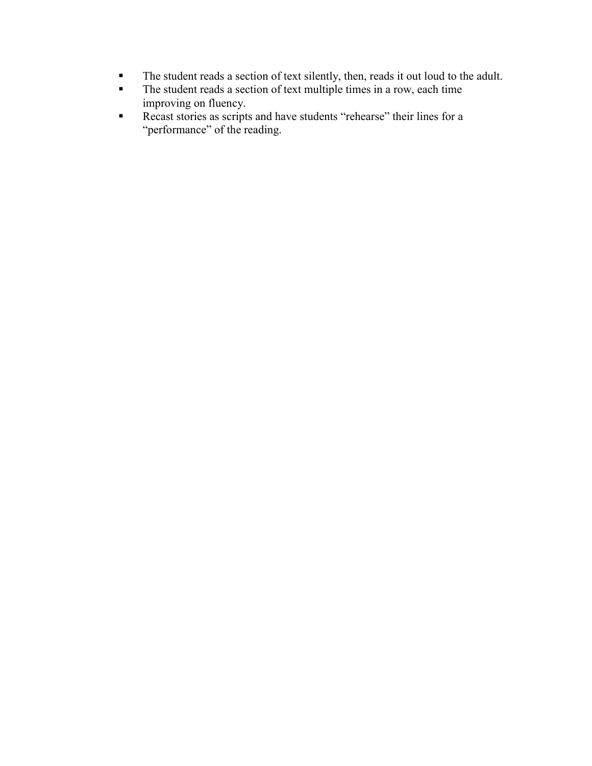- The student reads a section of text silently, then, reads it out loud to the adult.
- The student reads a section of text multiple times in a row, each time improving on fluency.
- Recast stories as scripts and have students "rehearse" their lines for a "performance" of the reading.